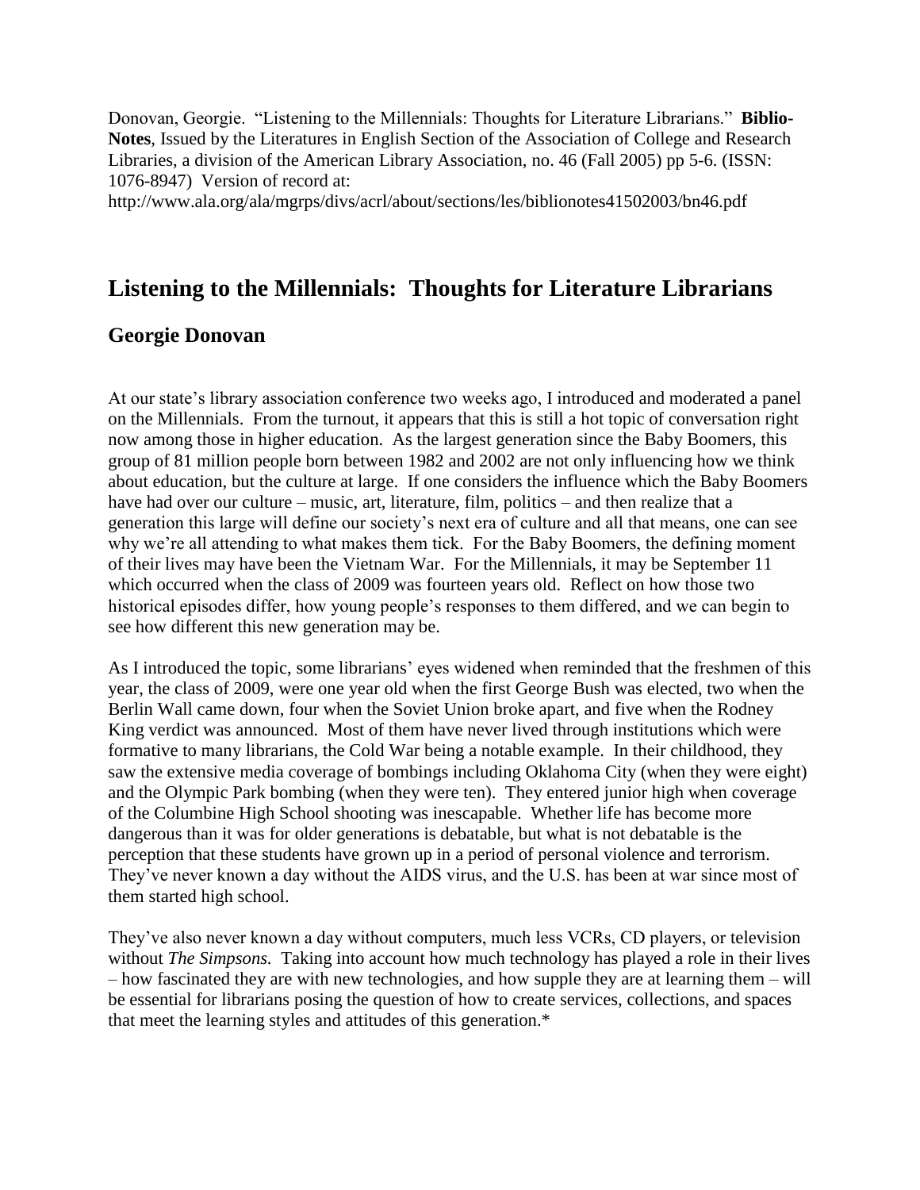Donovan, Georgie. "Listening to the Millennials: Thoughts for Literature Librarians." **Biblio-Notes**, Issued by the Literatures in English Section of the Association of College and Research Libraries, a division of the American Library Association, no. 46 (Fall 2005) pp 5-6. (ISSN: 1076-8947) Version of record at: http://www.ala.org/ala/mgrps/divs/acrl/about/sections/les/biblionotes41502003/bn46.pdf

# Listening to the Millennials: Thoughts for Literature Librarians

## Georgie Donovan

At our state's library association conference two weeks ago, I introduced and moderated a panel on the Millennials. From the turnout, it appears that this is still a hot topic of conversation right now among those in higher education. As the largest generation since the Baby Boomers, this group of 81 million people born between 1982 and 2002 are not only influencing how we think about education, but the culture at large. If one considers the influence which the Baby Boomers have had over our culture – music, art, literature, film, politics – and then realize that a generation this large will define our society's next era of culture and all that means, one can see why we're all attending to what makes them tick. For the Baby Boomers, the defining moment of their lives may have been the Vietnam War. For the Millennials, it may be September 11 which occurred when the class of 2009 was fourteen years old. Reflect on how those two historical episodes differ, how young people's responses to them differed, and we can begin to see how different this new generation may be.

As I introduced the topic, some librarians' eyes widened when reminded that the freshmen of this year, the class of 2009, were one year old when the first George Bush was elected, two when the Berlin Wall came down, four when the Soviet Union broke apart, and five when the Rodney King verdict was announced. Most of them have never lived through institutions which were formative to many librarians, the Cold War being a notable example. In their childhood, they saw the extensive media coverage of bombings including Oklahoma City (when they were eight) and the Olympic Park bombing (when they were ten). They entered junior high when coverage of the Columbine High School shooting was inescapable. Whether life has become more dangerous than it was for older generations is debatable, but what is not debatable is the perception that these students have grown up in a period of personal violence and terrorism. They've never known a day without the AIDS virus, and the U.S. has been at war since most of them started high school.

They've also never known a day without computers, much less VCRs, CD players, or television without *The Simpsons.* Taking into account how much technology has played a role in their lives – how fascinated they are with new technologies, and how supple they are at learning them – will be essential for librarians posing the question of how to create services, collections, and spaces that meet the learning styles and attitudes of this generation.*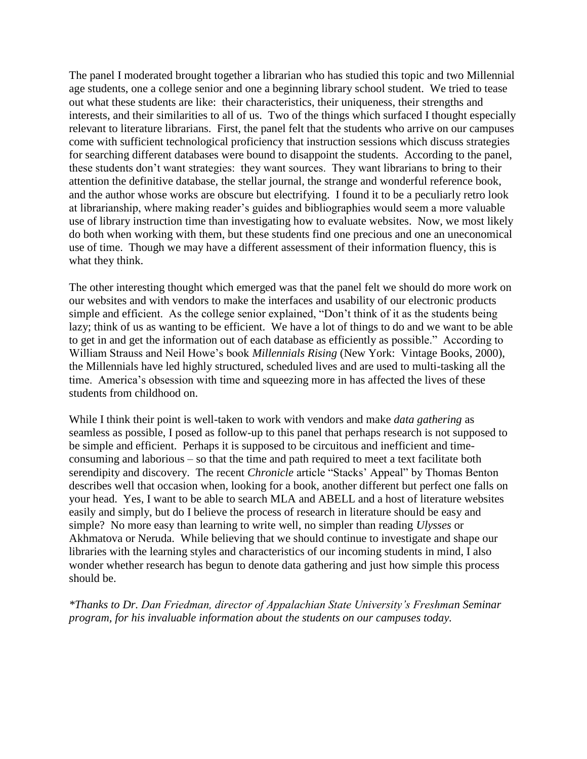The panel I moderated brought together a librarian who has studied this topic and two Millennial age students, one a college senior and one a beginning library school student. We tried to tease out what these students are like: their characteristics, their uniqueness, their strengths and interests, and their similarities to all of us. Two of the things which surfaced I thought especially relevant to literature librarians. First, the panel felt that the students who arrive on our campuses come with sufficient technological proficiency that instruction sessions which discuss strategies for searching different databases were bound to disappoint the students. According to the panel, these students don't want strategies: they want sources. They want librarians to bring to their attention the definitive database, the stellar journal, the strange and wonderful reference book, and the author whose works are obscure but electrifying. I found it to be a peculiarly retro look at librarianship, where making reader's guides and bibliographies would seem a more valuable use of library instruction time than investigating how to evaluate websites. Now, we most likely do both when working with them, but these students find one precious and one an uneconomical use of time. Though we may have a different assessment of their information fluency, this is what they think.

The other interesting thought which emerged was that the panel felt we should do more work on our websites and with vendors to make the interfaces and usability of our electronic products simple and efficient. As the college senior explained, "Don't think of it as the students being lazy; think of us as wanting to be efficient. We have a lot of things to do and we want to be able to get in and get the information out of each database as efficiently as possible." According to William Strauss and Neil Howe's book *Millennials Rising* (New York: Vintage Books, 2000), the Millennials have led highly structured, scheduled lives and are used to multi-tasking all the time. America's obsession with time and squeezing more in has affected the lives of these students from childhood on.

While I think their point is well-taken to work with vendors and make *data gathering* as seamless as possible, I posed as follow-up to this panel that perhaps research is not supposed to be simple and efficient. Perhaps it is supposed to be circuitous and inefficient and time-consuming and laborious – so that the time and path required to meet a text facilitate both serendipity and discovery. The recent *Chronicle* article "Stacks' Appeal" by Thomas Benton describes well that occasion when, looking for a book, another different but perfect one falls on your head. Yes, I want to be able to search MLA and ABELL and a host of literature websites easily and simply, but do I believe the process of research in literature should be easy and simple? No more easy than learning to write well, no simpler than reading *Ulysses* or Akhmatova or Neruda. While believing that we should continue to investigate and shape our libraries with the learning styles and characteristics of our incoming students in mind, I also wonder whether research has begun to denote data gathering and just how simple this process should be.

*\*Thanks to Dr. Dan Friedman, director of Appalachian State University's Freshman Seminar program, for his invaluable information about the students on our campuses today.*